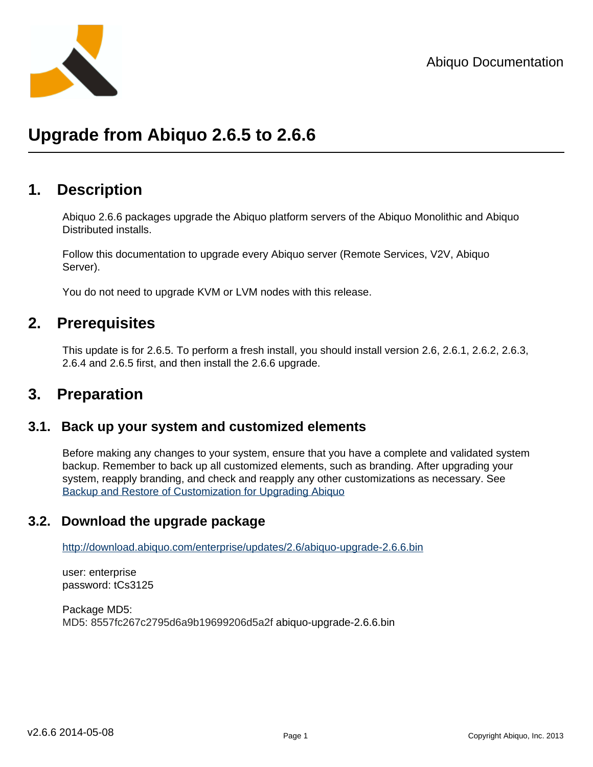# Upgrade from Abiquo 2.6.5 to 2.6.6

## 1. Description

Abiquo 2.6.6 packages upgrade the Abiquo platform servers of the Abiquo Monolithic and Abiquo Distributed installs.

Follow this documentation to upgrade every Abiquo server (Remote Services, V2V, Abiquo Server).

You do not need to upgrade KVM or LVM nodes with this release.

## 2. Prerequisites

This update is for 2.6.5. To perform a fresh install, you should install version 2.6, 2.6.1, 2.6.2, 2.6.3, 2.6.4 and 2.6.5 first, and then install the 2.6.6 upgrade.

## 3. Preparation

### 3.1. Back up your system and customized elements

Before making any changes to your system, ensure that you have a complete and validated system backup. Remember to back up all customized elements, such as branding. After upgrading your system, reapply branding, and check and reapply any other customizations as necessary. See [Backup and Restore of Customization for Upgrading Abiquo]

### 3.2. Download the upgrade package

http://download.abiquo.com/enterprise/updates/2.6/abiquo-upgrade-2.6.6.bin

user: enterprise
password: tCs3125

Package MD5:
MD5: 8557fc267c2795d6a9b19699206d5a2f abiquo-upgrade-2.6.6.bin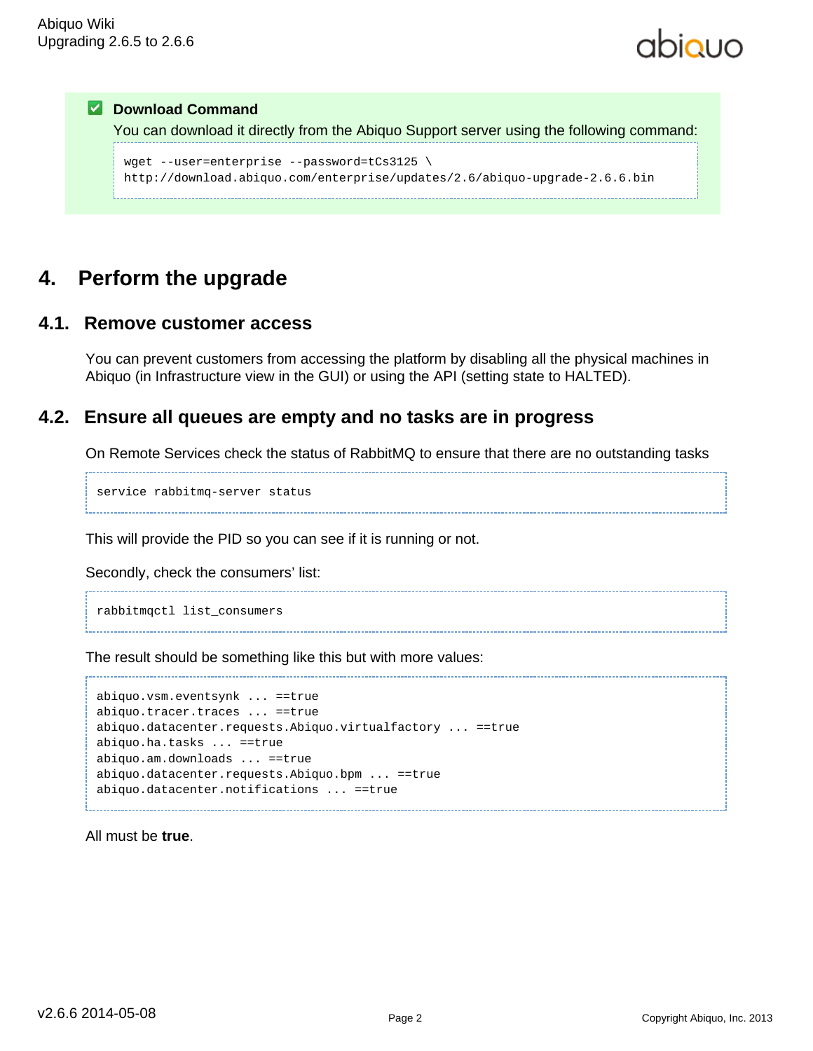**Download Command**

You can download it directly from the Abiquo Support server using the following command:

```
wget --user=enterprise --password=tCs3125 \
http://download.abiquo.com/enterprise/updates/2.6/abiquo-upgrade-2.6.6.bin
```

# 4. Perform the upgrade

## 4.1. Remove customer access

You can prevent customers from accessing the platform by disabling all the physical machines in Abiquo (in Infrastructure view in the GUI) or using the API (setting state to HALTED).

## 4.2. Ensure all queues are empty and no tasks are in progress

On Remote Services check the status of RabbitMQ to ensure that there are no outstanding tasks

```
service rabbitmq-server status
```

This will provide the PID so you can see if it is running or not.

Secondly, check the consumers' list:

```
rabbitmqctl list_consumers
```

The result should be something like this but with more values:

```
abiquo.vsm.eventsynk ... ==true
abiquo.tracer.traces ... ==true
abiquo.datacenter.requests.Abiquo.virtualfactory ... ==true
abiquo.ha.tasks ... ==true
abiquo.am.downloads ... ==true
abiquo.datacenter.requests.Abiquo.bpm ... ==true
abiquo.datacenter.notifications ... ==true
```

All must be **true**.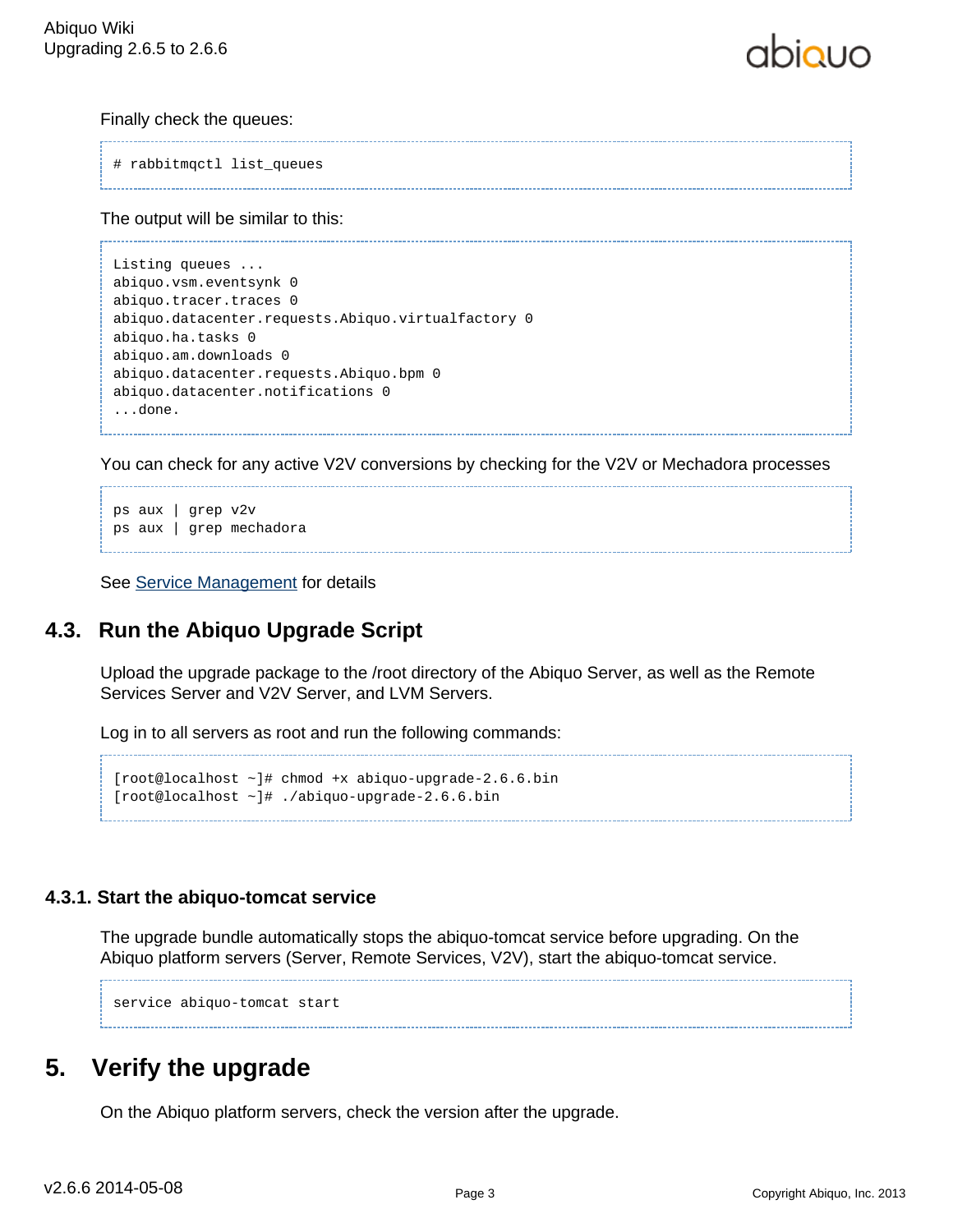Finally check the queues:

```
# rabbitmqctl list_queues
```

The output will be similar to this:

```
Listing queues ...
abiquo.vsm.eventsynk 0
abiquo.tracer.traces 0
abiquo.datacenter.requests.Abiquo.virtualfactory 0
abiquo.ha.tasks 0
abiquo.am.downloads 0
abiquo.datacenter.requests.Abiquo.bpm 0
abiquo.datacenter.notifications 0
...done.
```

You can check for any active V2V conversions by checking for the V2V or Mechadora processes

```
ps aux | grep v2v
ps aux | grep mechadora
```

See Service Management for details

## 4.3. Run the Abiquo Upgrade Script

Upload the upgrade package to the /root directory of the Abiquo Server, as well as the Remote Services Server and V2V Server, and LVM Servers.

Log in to all servers as root and run the following commands:

```
[root@localhost ~]# chmod +x abiquo-upgrade-2.6.6.bin
[root@localhost ~]# ./abiquo-upgrade-2.6.6.bin
```

### 4.3.1. Start the abiquo-tomcat service

The upgrade bundle automatically stops the abiquo-tomcat service before upgrading. On the Abiquo platform servers (Server, Remote Services, V2V), start the abiquo-tomcat service.

```
service abiquo-tomcat start
```

# 5. Verify the upgrade

On the Abiquo platform servers, check the version after the upgrade.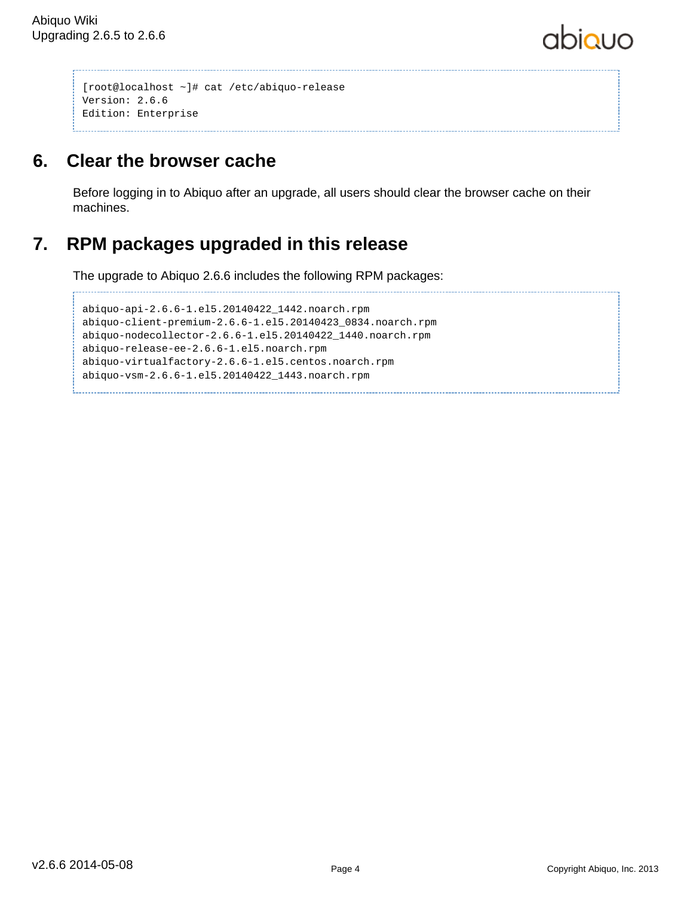```
[root@localhost ~]# cat /etc/abiquo-release
Version: 2.6.6
Edition: Enterprise
```

## 6. Clear the browser cache

Before logging in to Abiquo after an upgrade, all users should clear the browser cache on their machines.

## 7. RPM packages upgraded in this release

The upgrade to Abiquo 2.6.6 includes the following RPM packages:

```
abiquo-api-2.6.6-1.el5.20140422_1442.noarch.rpm
abiquo-client-premium-2.6.6-1.el5.20140423_0834.noarch.rpm
abiquo-nodecollector-2.6.6-1.el5.20140422_1440.noarch.rpm
abiquo-release-ee-2.6.6-1.el5.noarch.rpm
abiquo-virtualfactory-2.6.6-1.el5.centos.noarch.rpm
abiquo-vsm-2.6.6-1.el5.20140422_1443.noarch.rpm
```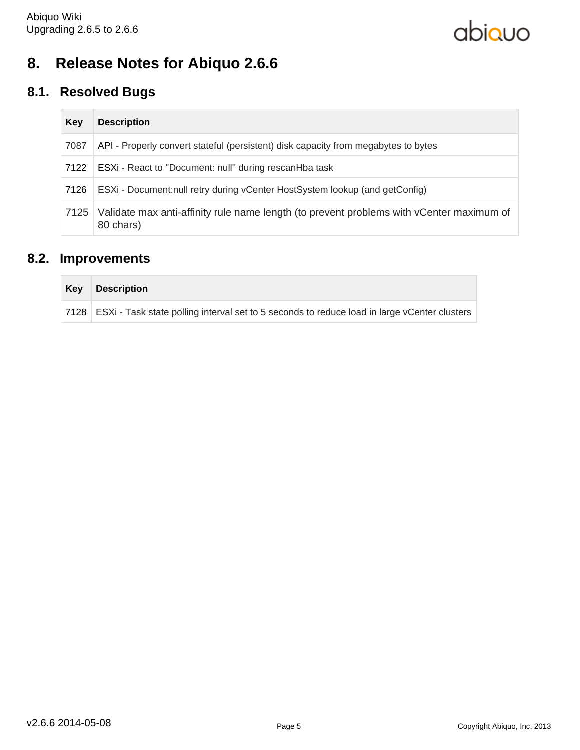# 8. Release Notes for Abiquo 2.6.6

## 8.1. Resolved Bugs

| Key | Description |
|---|---|
| 7087 | API - Properly convert stateful (persistent) disk capacity from megabytes to bytes |
| 7122 | ESXi - React to "Document: null" during rescanHba task |
| 7126 | ESXi - Document:null retry during vCenter HostSystem lookup (and getConfig) |
| 7125 | Validate max anti-affinity rule name length (to prevent problems with vCenter maximum of 80 chars) |

## 8.2. Improvements

| Key | Description |
|---|---|
| 7128 | ESXi - Task state polling interval set to 5 seconds to reduce load in large vCenter clusters |